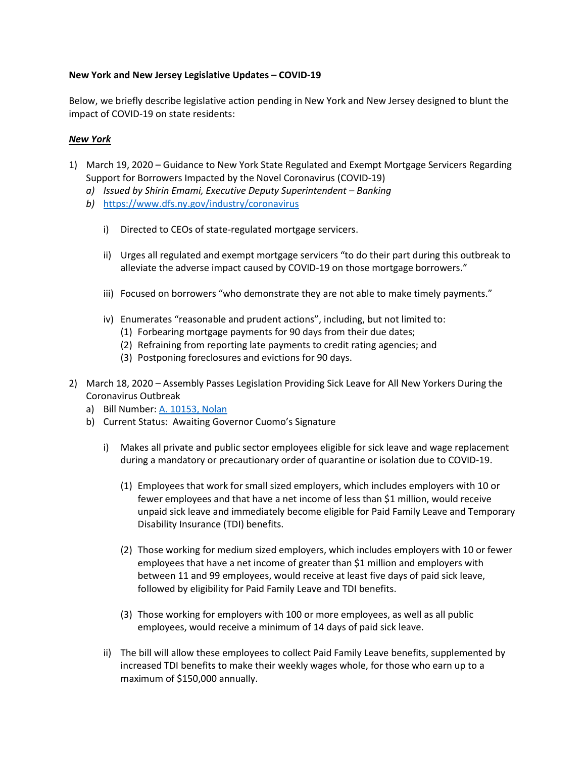**New York and New Jersey Legislative Updates – COVID-19**

Below, we briefly describe legislative action pending in New York and New Jersey designed to blunt the impact of COVID-19 on state residents:

***New York***

1) March 19, 2020 – Guidance to New York State Regulated and Exempt Mortgage Servicers Regarding Support for Borrowers Impacted by the Novel Coronavirus (COVID-19)
   a) *Issued by Shirin Emami, Executive Deputy Superintendent – Banking*
   b) [https://www.dfs.ny.gov/industry/coronavirus](https://www.dfs.ny.gov/industry/coronavirus)

      i) Directed to CEOs of state-regulated mortgage servicers.

      ii) Urges all regulated and exempt mortgage servicers "to do their part during this outbreak to alleviate the adverse impact caused by COVID-19 on those mortgage borrowers."

      iii) Focused on borrowers "who demonstrate they are not able to make timely payments."

      iv) Enumerates "reasonable and prudent actions", including, but not limited to:
         (1) Forbearing mortgage payments for 90 days from their due dates;
         (2) Refraining from reporting late payments to credit rating agencies; and
         (3) Postponing foreclosures and evictions for 90 days.

2) March 18, 2020 – Assembly Passes Legislation Providing Sick Leave for All New Yorkers During the Coronavirus Outbreak
   a) Bill Number: A. 10153, Nolan
   b) Current Status: Awaiting Governor Cuomo's Signature

      i) Makes all private and public sector employees eligible for sick leave and wage replacement during a mandatory or precautionary order of quarantine or isolation due to COVID-19.

         (1) Employees that work for small sized employers, which includes employers with 10 or fewer employees and that have a net income of less than $1 million, would receive unpaid sick leave and immediately become eligible for Paid Family Leave and Temporary Disability Insurance (TDI) benefits.

         (2) Those working for medium sized employers, which includes employers with 10 or fewer employees that have a net income of greater than $1 million and employers with between 11 and 99 employees, would receive at least five days of paid sick leave, followed by eligibility for Paid Family Leave and TDI benefits.

         (3) Those working for employers with 100 or more employees, as well as all public employees, would receive a minimum of 14 days of paid sick leave.

      ii) The bill will allow these employees to collect Paid Family Leave benefits, supplemented by increased TDI benefits to make their weekly wages whole, for those who earn up to a maximum of $150,000 annually.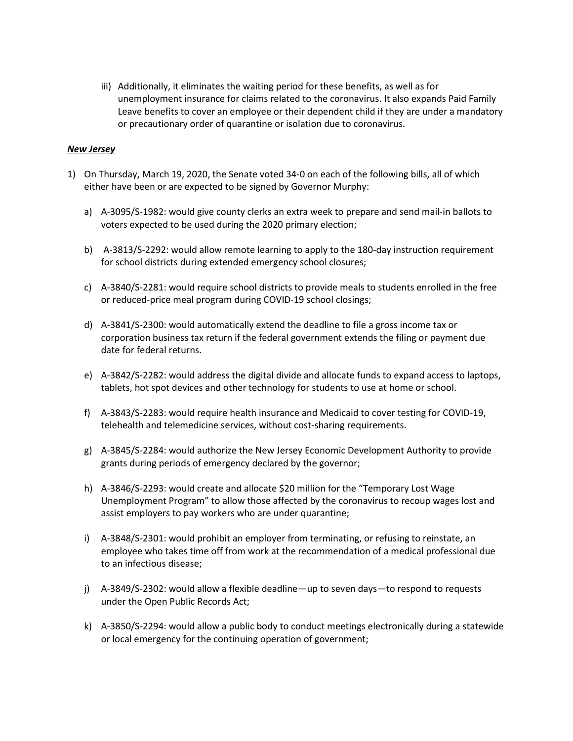iii) Additionally, it eliminates the waiting period for these benefits, as well as for unemployment insurance for claims related to the coronavirus. It also expands Paid Family Leave benefits to cover an employee or their dependent child if they are under a mandatory or precautionary order of quarantine or isolation due to coronavirus.

***New Jersey***

1) On Thursday, March 19, 2020, the Senate voted 34-0 on each of the following bills, all of which either have been or are expected to be signed by Governor Murphy:

    a) A-3095/S-1982: would give county clerks an extra week to prepare and send mail-in ballots to voters expected to be used during the 2020 primary election;

    b) A-3813/S-2292: would allow remote learning to apply to the 180-day instruction requirement for school districts during extended emergency school closures;

    c) A-3840/S-2281: would require school districts to provide meals to students enrolled in the free or reduced-price meal program during COVID-19 school closings;

    d) A-3841/S-2300: would automatically extend the deadline to file a gross income tax or corporation business tax return if the federal government extends the filing or payment due date for federal returns.

    e) A-3842/S-2282: would address the digital divide and allocate funds to expand access to laptops, tablets, hot spot devices and other technology for students to use at home or school.

    f) A-3843/S-2283: would require health insurance and Medicaid to cover testing for COVID-19, telehealth and telemedicine services, without cost-sharing requirements.

    g) A-3845/S-2284: would authorize the New Jersey Economic Development Authority to provide grants during periods of emergency declared by the governor;

    h) A-3846/S-2293: would create and allocate $20 million for the "Temporary Lost Wage Unemployment Program" to allow those affected by the coronavirus to recoup wages lost and assist employers to pay workers who are under quarantine;

    i) A-3848/S-2301: would prohibit an employer from terminating, or refusing to reinstate, an employee who takes time off from work at the recommendation of a medical professional due to an infectious disease;

    j) A-3849/S-2302: would allow a flexible deadline—up to seven days—to respond to requests under the Open Public Records Act;

    k) A-3850/S-2294: would allow a public body to conduct meetings electronically during a statewide or local emergency for the continuing operation of government;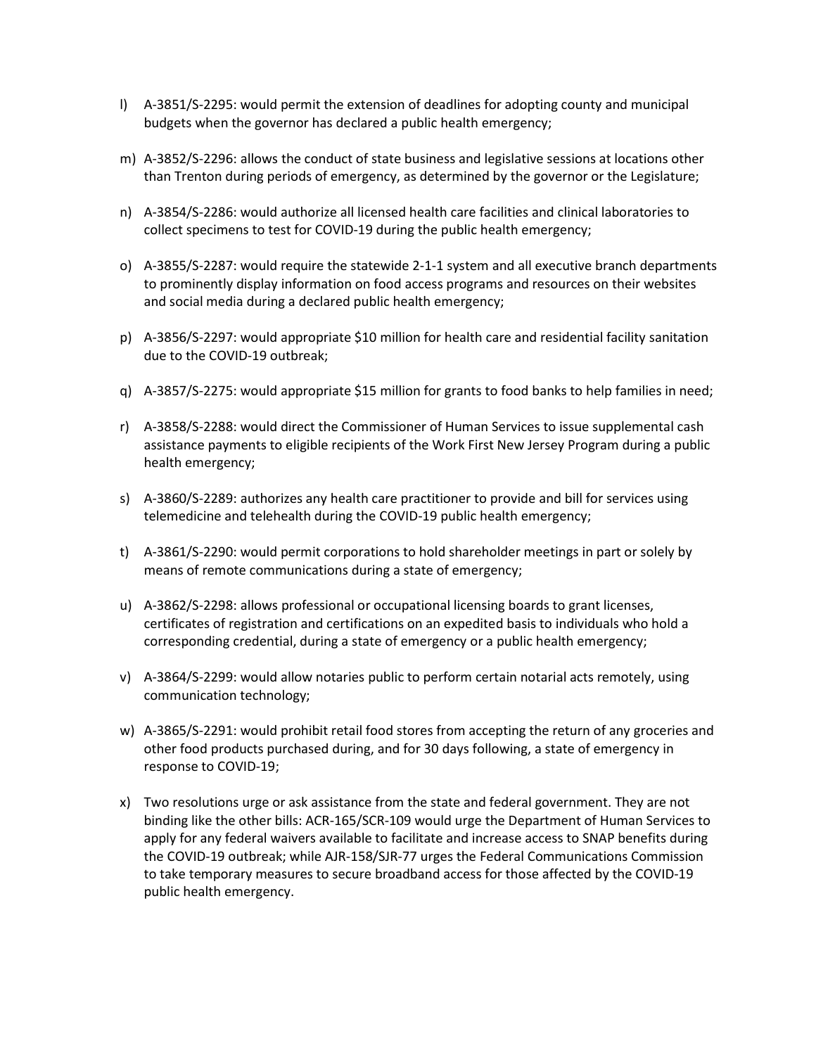l) A-3851/S-2295: would permit the extension of deadlines for adopting county and municipal budgets when the governor has declared a public health emergency;

m) A-3852/S-2296: allows the conduct of state business and legislative sessions at locations other than Trenton during periods of emergency, as determined by the governor or the Legislature;

n) A-3854/S-2286: would authorize all licensed health care facilities and clinical laboratories to collect specimens to test for COVID-19 during the public health emergency;

o) A-3855/S-2287: would require the statewide 2-1-1 system and all executive branch departments to prominently display information on food access programs and resources on their websites and social media during a declared public health emergency;

p) A-3856/S-2297: would appropriate $10 million for health care and residential facility sanitation due to the COVID-19 outbreak;

q) A-3857/S-2275: would appropriate $15 million for grants to food banks to help families in need;

r) A-3858/S-2288: would direct the Commissioner of Human Services to issue supplemental cash assistance payments to eligible recipients of the Work First New Jersey Program during a public health emergency;

s) A-3860/S-2289: authorizes any health care practitioner to provide and bill for services using telemedicine and telehealth during the COVID-19 public health emergency;

t) A-3861/S-2290: would permit corporations to hold shareholder meetings in part or solely by means of remote communications during a state of emergency;

u) A-3862/S-2298: allows professional or occupational licensing boards to grant licenses, certificates of registration and certifications on an expedited basis to individuals who hold a corresponding credential, during a state of emergency or a public health emergency;

v) A-3864/S-2299: would allow notaries public to perform certain notarial acts remotely, using communication technology;

w) A-3865/S-2291: would prohibit retail food stores from accepting the return of any groceries and other food products purchased during, and for 30 days following, a state of emergency in response to COVID-19;

x) Two resolutions urge or ask assistance from the state and federal government. They are not binding like the other bills: ACR-165/SCR-109 would urge the Department of Human Services to apply for any federal waivers available to facilitate and increase access to SNAP benefits during the COVID-19 outbreak; while AJR-158/SJR-77 urges the Federal Communications Commission to take temporary measures to secure broadband access for those affected by the COVID-19 public health emergency.